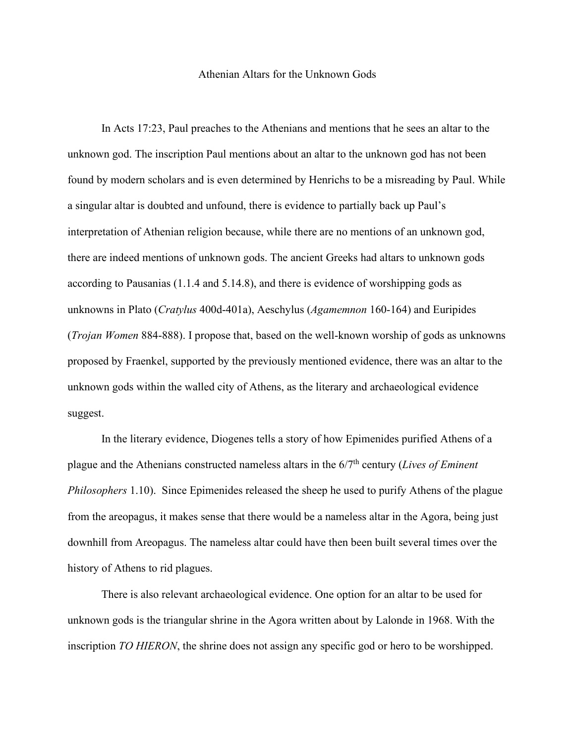# Athenian Altars for the Unknown Gods

In Acts 17:23, Paul preaches to the Athenians and mentions that he sees an altar to the unknown god. The inscription Paul mentions about an altar to the unknown god has not been found by modern scholars and is even determined by Henrichs to be a misreading by Paul. While a singular altar is doubted and unfound, there is evidence to partially back up Paul's interpretation of Athenian religion because, while there are no mentions of an unknown god, there are indeed mentions of unknown gods. The ancient Greeks had altars to unknown gods according to Pausanias (1.1.4 and 5.14.8), and there is evidence of worshipping gods as unknowns in Plato (*Cratylus* 400d-401a), Aeschylus (*Agamemnon* 160-164) and Euripides (*Trojan Women* 884-888). I propose that, based on the well-known worship of gods as unknowns proposed by Fraenkel, supported by the previously mentioned evidence, there was an altar to the unknown gods within the walled city of Athens, as the literary and archaeological evidence suggest.

In the literary evidence, Diogenes tells a story of how Epimenides purified Athens of a plague and the Athenians constructed nameless altars in the 6/7th century (*Lives of Eminent Philosophers* 1.10). Since Epimenides released the sheep he used to purify Athens of the plague from the areopagus, it makes sense that there would be a nameless altar in the Agora, being just downhill from Areopagus. The nameless altar could have then been built several times over the history of Athens to rid plagues.

There is also relevant archaeological evidence. One option for an altar to be used for unknown gods is the triangular shrine in the Agora written about by Lalonde in 1968. With the inscription *TO HIERON*, the shrine does not assign any specific god or hero to be worshipped.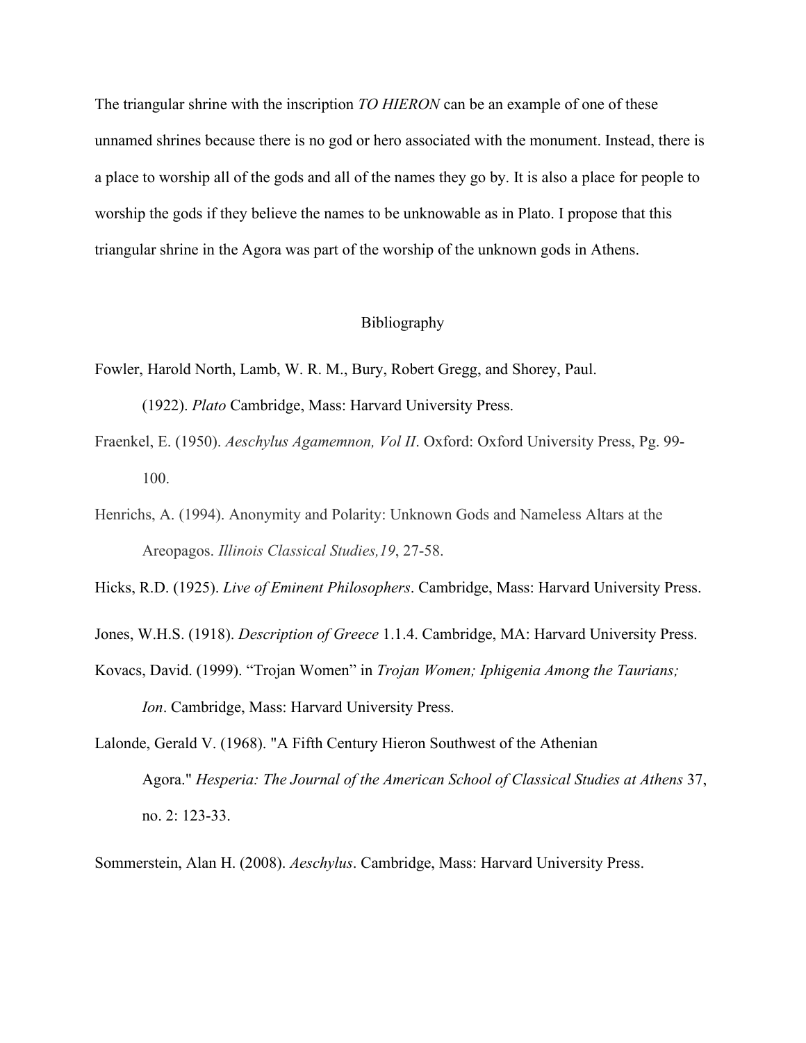The triangular shrine with the inscription *TO HIERON* can be an example of one of these unnamed shrines because there is no god or hero associated with the monument. Instead, there is a place to worship all of the gods and all of the names they go by. It is also a place for people to worship the gods if they believe the names to be unknowable as in Plato. I propose that this triangular shrine in the Agora was part of the worship of the unknown gods in Athens.

## Bibliography

Fowler, Harold North, Lamb, W. R. M., Bury, Robert Gregg, and Shorey, Paul. (1922). *Plato* Cambridge, Mass: Harvard University Press.

Fraenkel, E. (1950). *Aeschylus Agamemnon, Vol II*. Oxford: Oxford University Press, Pg. 99-100.

Henrichs, A. (1994). Anonymity and Polarity: Unknown Gods and Nameless Altars at the Areopagos. *Illinois Classical Studies,19*, 27-58.

Hicks, R.D. (1925). *Live of Eminent Philosophers*. Cambridge, Mass: Harvard University Press.

Jones, W.H.S. (1918). *Description of Greece* 1.1.4. Cambridge, MA: Harvard University Press.

Kovacs, David. (1999). "Trojan Women" in *Trojan Women; Iphigenia Among the Taurians; Ion*. Cambridge, Mass: Harvard University Press.

Lalonde, Gerald V. (1968). "A Fifth Century Hieron Southwest of the Athenian Agora." *Hesperia: The Journal of the American School of Classical Studies at Athens* 37, no. 2: 123-33.

Sommerstein, Alan H. (2008). *Aeschylus*. Cambridge, Mass: Harvard University Press.